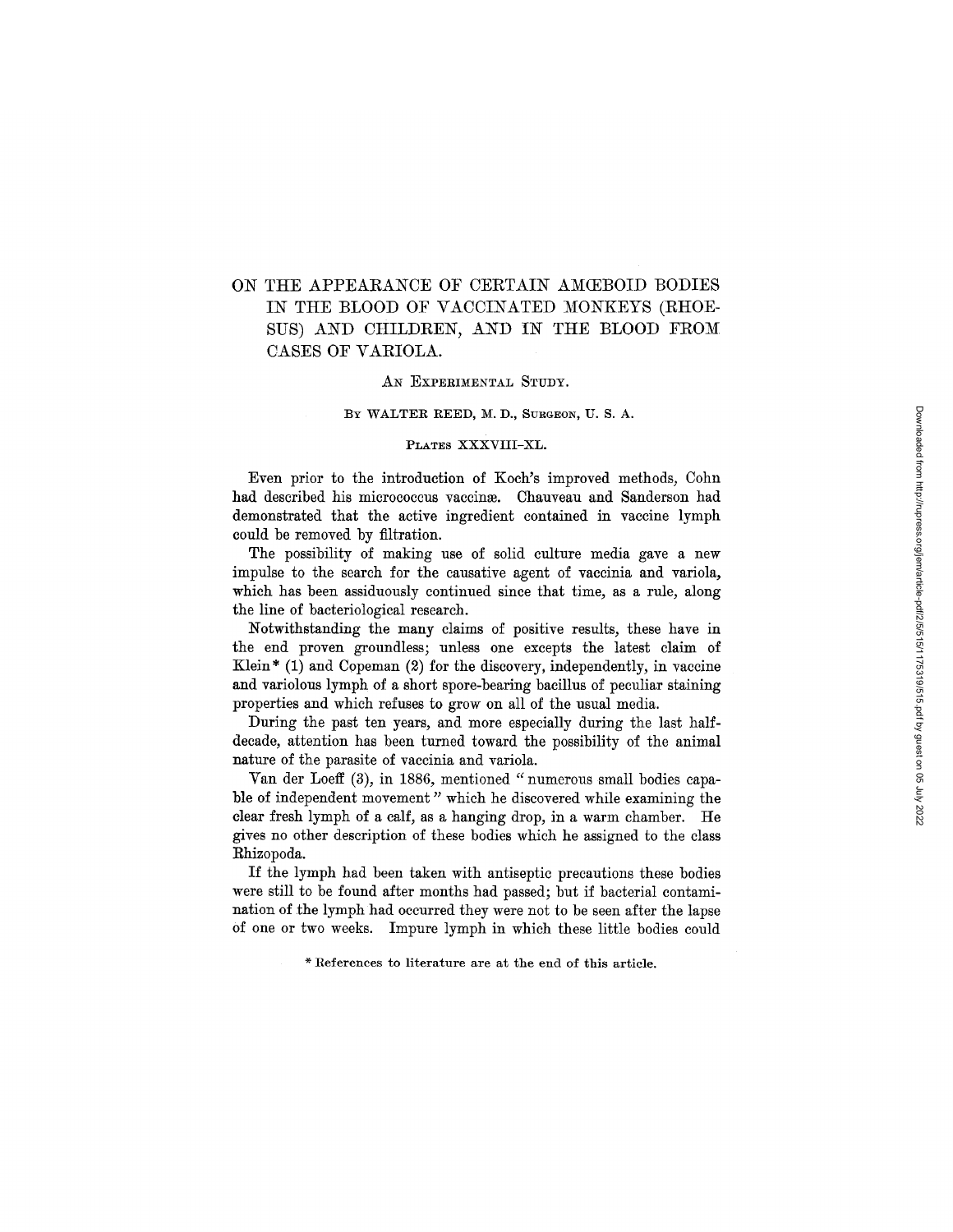# ON THE APPEARANCE OF CERTAIN AMŒBOID BODIES IN THE BLOOD OF VACCINATED MONKEYS (RHOESUS) AND CHILDREN, AND IN THE BLOOD FROM CASES OF VARIOLA.

## AN EXPERIMENTAL STUDY.

BY WALTER REED, M. D., SURGEON, U. S. A.

PLATES XXXVIII–XL.

Even prior to the introduction of Koch's improved methods, Cohn had described his micrococcus vaccinæ. Chauveau and Sanderson had demonstrated that the active ingredient contained in vaccine lymph could be removed by filtration.

The possibility of making use of solid culture media gave a new impulse to the search for the causative agent of vaccinia and variola, which has been assiduously continued since that time, as a rule, along the line of bacteriological research.

Notwithstanding the many claims of positive results, these have in the end proven groundless; unless one excepts the latest claim of Klein* (1) and Copeman (2) for the discovery, independently, in vaccine and variolous lymph of a short spore-bearing bacillus of peculiar staining properties and which refuses to grow on all of the usual media.

During the past ten years, and more especially during the last half-decade, attention has been turned toward the possibility of the animal nature of the parasite of vaccinia and variola.

Van der Loeff (3), in 1886, mentioned "numerous small bodies capable of independent movement" which he discovered while examining the clear fresh lymph of a calf, as a hanging drop, in a warm chamber. He gives no other description of these bodies which he assigned to the class Rhizopoda.

If the lymph had been taken with antiseptic precautions these bodies were still to be found after months had passed; but if bacterial contamination of the lymph had occurred they were not to be seen after the lapse of one or two weeks. Impure lymph in which these little bodies could

\* References to literature are at the end of this article.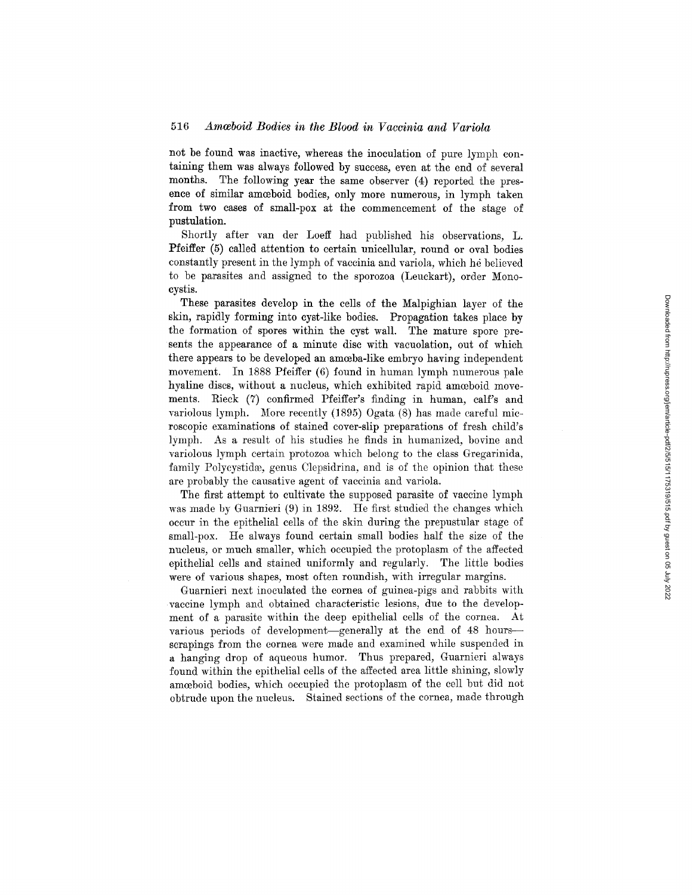not be found was inactive, whereas the inoculation of pure lymph containing them was always followed by success, even at the end of several months. The following year the same observer (4) reported the presence of similar amœboid bodies, only more numerous, in lymph taken from two cases of small-pox at the commencement of the stage of pustulation.

Shortly after van der Loeff had published his observations, L. Pfeiffer (5) called attention to certain unicellular, round or oval bodies constantly present in the lymph of vaccinia and variola, which he believed to be parasites and assigned to the sporozoa (Leuckart), order Monocystis.

These parasites develop in the cells of the Malpighian layer of the skin, rapidly forming into cyst-like bodies. Propagation takes place by the formation of spores within the cyst wall. The mature spore presents the appearance of a minute disc with vacuolation, out of which there appears to be developed an amœba-like embryo having independent movement. In 1888 Pfeiffer (6) found in human lymph numerous pale hyaline discs, without a nucleus, which exhibited rapid amœboid movements. Rieck (7) confirmed Pfeiffer's finding in human, calf's and variolous lymph. More recently (1895) Ogata (8) has made careful microscopic examinations of stained cover-slip preparations of fresh child's lymph. As a result of his studies he finds in humanized, bovine and variolous lymph certain protozoa which belong to the class Gregarinida, family Polycystidæ, genus Clepsidrina, and is of the opinion that these are probably the causative agent of vaccinia and variola.

The first attempt to cultivate the supposed parasite of vaccine lymph was made by Guarnieri (9) in 1892. He first studied the changes which occur in the epithelial cells of the skin during the prepustular stage of small-pox. He always found certain small bodies half the size of the nucleus, or much smaller, which occupied the protoplasm of the affected epithelial cells and stained uniformly and regularly. The little bodies were of various shapes, most often roundish, with irregular margins.

Guarnieri next inoculated the cornea of guinea-pigs and rabbits with vaccine lymph and obtained characteristic lesions, due to the development of a parasite within the deep epithelial cells of the cornea. At various periods of development—generally at the end of 48 hours—scrapings from the cornea were made and examined while suspended in a hanging drop of aqueous humor. Thus prepared, Guarnieri always found within the epithelial cells of the affected area little shining, slowly amœboid bodies, which occupied the protoplasm of the cell but did not obtrude upon the nucleus. Stained sections of the cornea, made through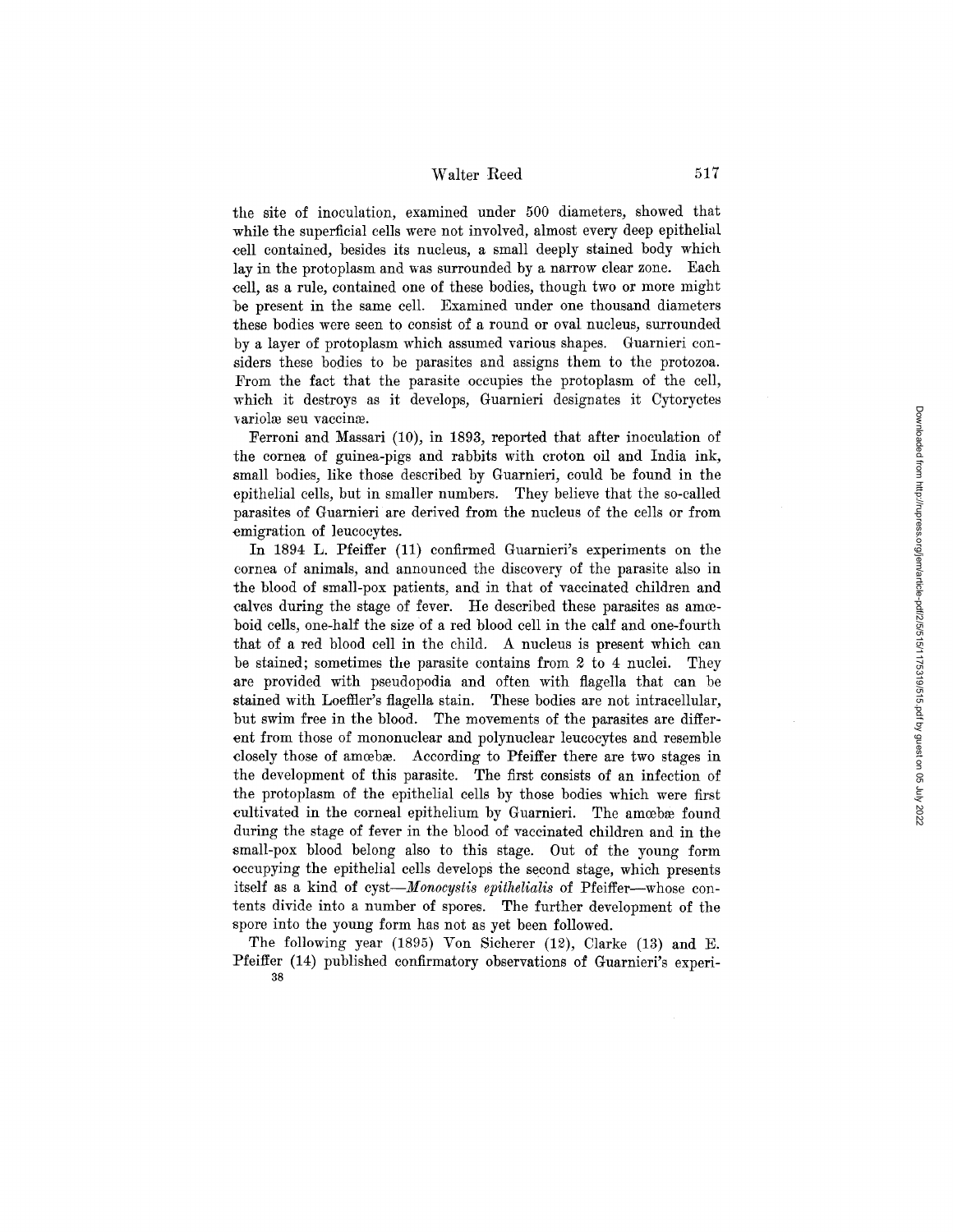the site of inoculation, examined under 500 diameters, showed that while the superficial cells were not involved, almost every deep epithelial cell contained, besides its nucleus, a small deeply stained body which lay in the protoplasm and was surrounded by a narrow clear zone. Each cell, as a rule, contained one of these bodies, though two or more might be present in the same cell. Examined under one thousand diameters these bodies were seen to consist of a round or oval nucleus, surrounded by a layer of protoplasm which assumed various shapes. Guarnieri considers these bodies to be parasites and assigns them to the protozoa. From the fact that the parasite occupies the protoplasm of the cell, which it destroys as it develops, Guarnieri designates it Cytoryctes variolæ seu vaccinæ.

Ferroni and Massari (10), in 1893, reported that after inoculation of the cornea of guinea-pigs and rabbits with croton oil and India ink, small bodies, like those described by Guarnieri, could be found in the epithelial cells, but in smaller numbers. They believe that the so-called parasites of Guarnieri are derived from the nucleus of the cells or from emigration of leucocytes.

In 1894 L. Pfeiffer (11) confirmed Guarnieri's experiments on the cornea of animals, and announced the discovery of the parasite also in the blood of small-pox patients, and in that of vaccinated children and calves during the stage of fever. He described these parasites as amœboid cells, one-half the size of a red blood cell in the calf and one-fourth that of a red blood cell in the child. A nucleus is present which can be stained; sometimes the parasite contains from 2 to 4 nuclei. They are provided with pseudopodia and often with flagella that can be stained with Loeffler's flagella stain. These bodies are not intracellular, but swim free in the blood. The movements of the parasites are different from those of mononuclear and polynuclear leucocytes and resemble closely those of amœbæ. According to Pfeiffer there are two stages in the development of this parasite. The first consists of an infection of the protoplasm of the epithelial cells by those bodies which were first cultivated in the corneal epithelium by Guarnieri. The amœbæ found during the stage of fever in the blood of vaccinated children and in the small-pox blood belong also to this stage. Out of the young form occupying the epithelial cells develops the second stage, which presents itself as a kind of cyst—*Monocystis epithelialis* of Pfeiffer—whose contents divide into a number of spores. The further development of the spore into the young form has not as yet been followed.

The following year (1895) Von Sicherer (12), Clarke (13) and E. Pfeiffer (14) published confirmatory observations of Guarnieri's experi-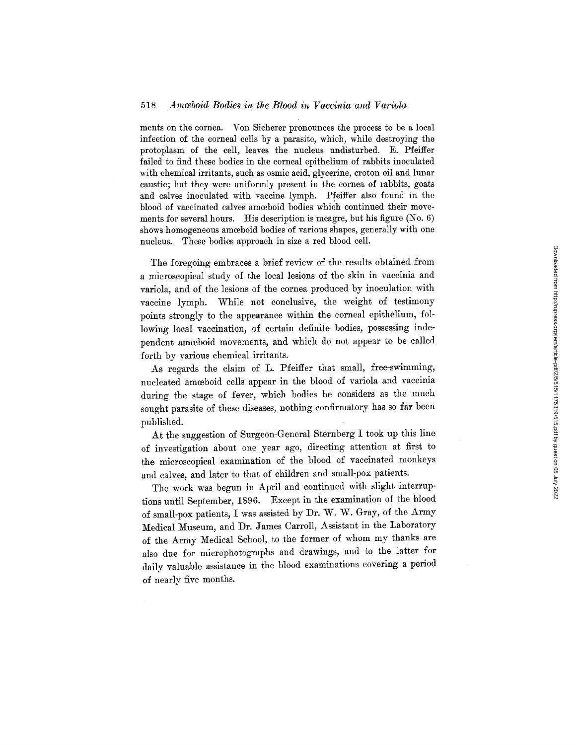ments on the cornea. Von Sicherer pronounces the process to be a local infection of the corneal cells by a parasite, which, while destroying the protoplasm of the cell, leaves the nucleus undisturbed. E. Pfeiffer failed to find these bodies in the corneal epithelium of rabbits inoculated with chemical irritants, such as osmic acid, glycerine, croton oil and lunar caustic; but they were uniformly present in the cornea of rabbits, goats and calves inoculated with vaccine lymph. Pfeiffer also found in the blood of vaccinated calves amœboid bodies which continued their movements for several hours. His description is meagre, but his figure (No. 6) shows homogeneous amœboid bodies of various shapes, generally with one nucleus. These bodies approach in size a red blood cell.

The foregoing embraces a brief review of the results obtained from a microscopical study of the local lesions of the skin in vaccinia and variola, and of the lesions of the cornea produced by inoculation with vaccine lymph. While not conclusive, the weight of testimony points strongly to the appearance within the corneal epithelium, following local vaccination, of certain definite bodies, possessing independent amœboid movements, and which do not appear to be called forth by various chemical irritants.

As regards the claim of L. Pfeiffer that small, free-swimming, nucleated amœboid cells appear in the blood of variola and vaccinia during the stage of fever, which bodies he considers as the much sought parasite of these diseases, nothing confirmatory has so far been published.

At the suggestion of Surgeon-General Sternberg I took up this line of investigation about one year ago, directing attention at first to the microscopical examination of the blood of vaccinated monkeys and calves, and later to that of children and small-pox patients.

The work was begun in April and continued with slight interruptions until September, 1896. Except in the examination of the blood of small-pox patients, I was assisted by Dr. W. W. Gray, of the Army Medical Museum, and Dr. James Carroll, Assistant in the Laboratory of the Army Medical School, to the former of whom my thanks are also due for microphotographs and drawings, and to the latter for daily valuable assistance in the blood examinations covering a period of nearly five months.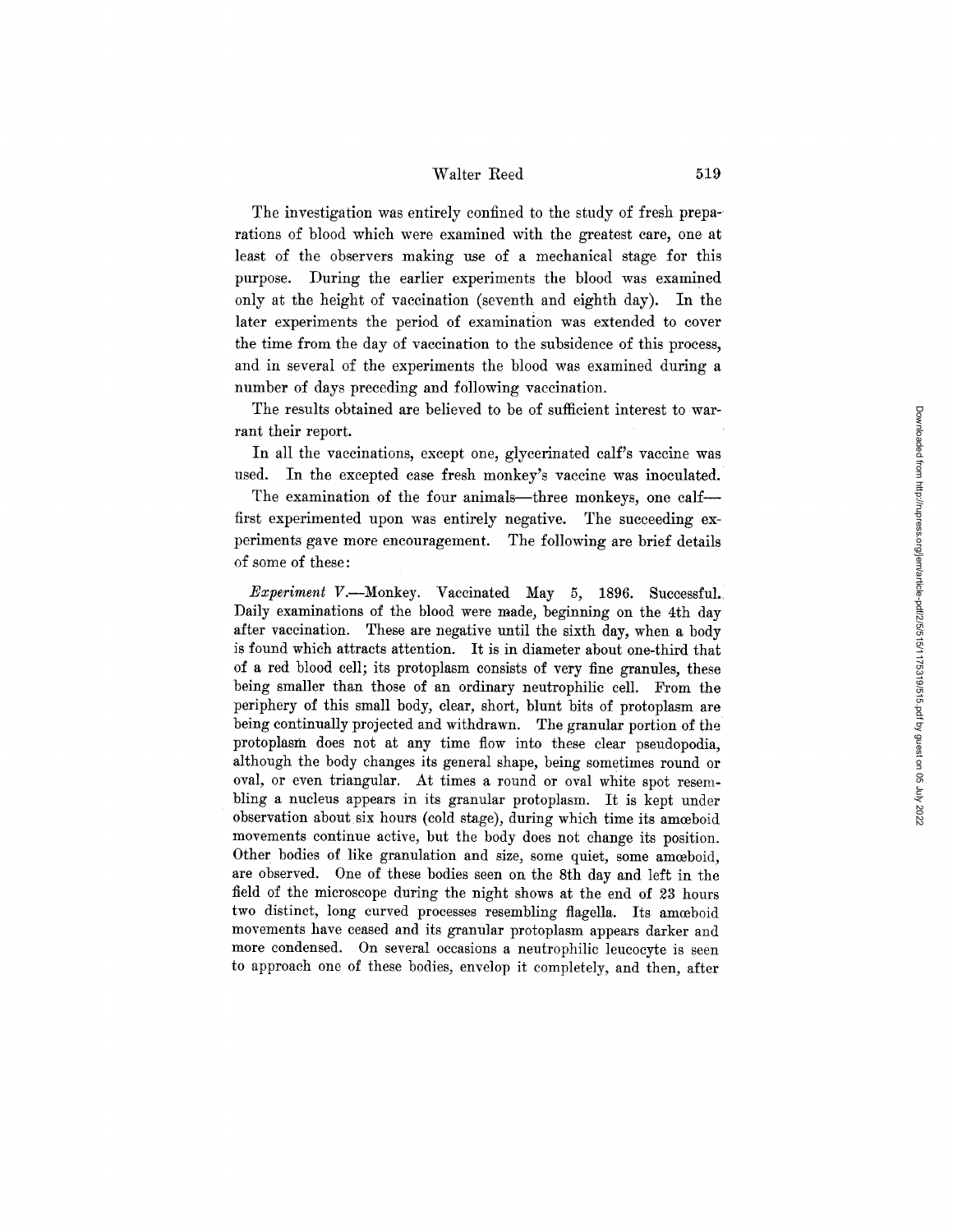The investigation was entirely confined to the study of fresh preparations of blood which were examined with the greatest care, one at least of the observers making use of a mechanical stage for this purpose. During the earlier experiments the blood was examined only at the height of vaccination (seventh and eighth day). In the later experiments the period of examination was extended to cover the time from the day of vaccination to the subsidence of this process, and in several of the experiments the blood was examined during a number of days preceding and following vaccination.

The results obtained are believed to be of sufficient interest to warrant their report.

In all the vaccinations, except one, glycerinated calf's vaccine was used. In the excepted case fresh monkey's vaccine was inoculated.

The examination of the four animals—three monkeys, one calf—first experimented upon was entirely negative. The succeeding experiments gave more encouragement. The following are brief details of some of these:

*Experiment V.*—Monkey. Vaccinated May 5, 1896. Successful. Daily examinations of the blood were made, beginning on the 4th day after vaccination. These are negative until the sixth day, when a body is found which attracts attention. It is in diameter about one-third that of a red blood cell; its protoplasm consists of very fine granules, these being smaller than those of an ordinary neutrophilic cell. From the periphery of this small body, clear, short, blunt bits of protoplasm are being continually projected and withdrawn. The granular portion of the protoplasm does not at any time flow into these clear pseudopodia, although the body changes its general shape, being sometimes round or oval, or even triangular. At times a round or oval white spot resembling a nucleus appears in its granular protoplasm. It is kept under observation about six hours (cold stage), during which time its amœboid movements continue active, but the body does not change its position. Other bodies of like granulation and size, some quiet, some amœboid, are observed. One of these bodies seen on the 8th day and left in the field of the microscope during the night shows at the end of 23 hours two distinct, long curved processes resembling flagella. Its amœboid movements have ceased and its granular protoplasm appears darker and more condensed. On several occasions a neutrophilic leucocyte is seen to approach one of these bodies, envelop it completely, and then, after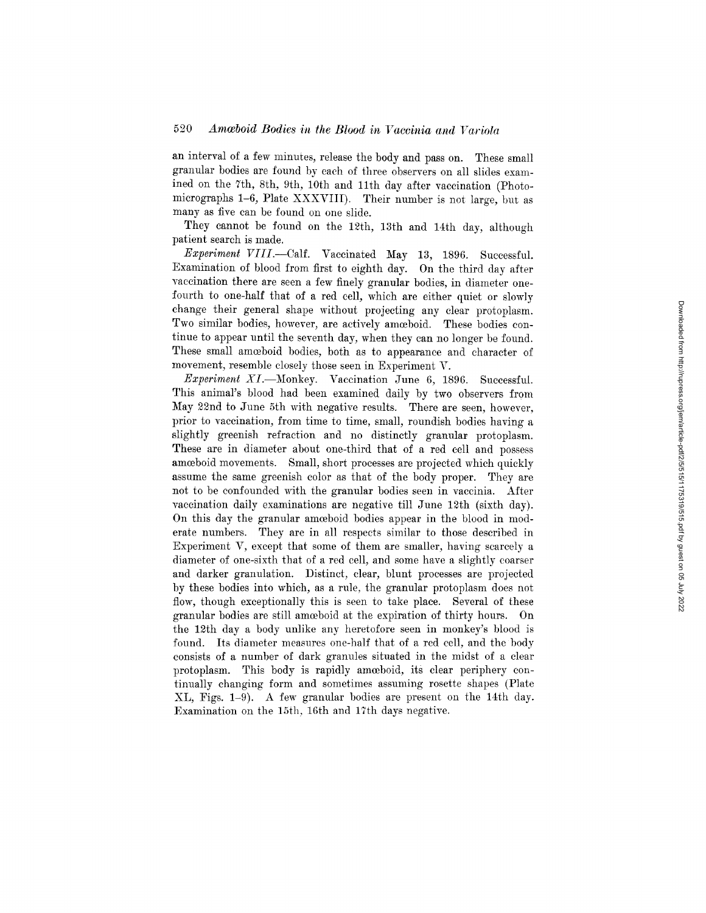an interval of a few minutes, release the body and pass on. These small granular bodies are found by each of three observers on all slides examined on the 7th, 8th, 9th, 10th and 11th day after vaccination (Photomicrographs 1–6, Plate XXXVIII). Their number is not large, but as many as five can be found on one slide.

They cannot be found on the 12th, 13th and 14th day, although patient search is made.

*Experiment VIII.*—Calf. Vaccinated May 13, 1896. Successful. Examination of blood from first to eighth day. On the third day after vaccination there are seen a few finely granular bodies, in diameter one-fourth to one-half that of a red cell, which are either quiet or slowly change their general shape without projecting any clear protoplasm. Two similar bodies, however, are actively amœboid. These bodies continue to appear until the seventh day, when they can no longer be found. These small amœboid bodies, both as to appearance and character of movement, resemble closely those seen in Experiment V.

*Experiment XI.*—Monkey. Vaccination June 6, 1896. Successful. This animal's blood had been examined daily by two observers from May 22nd to June 5th with negative results. There are seen, however, prior to vaccination, from time to time, small, roundish bodies having a slightly greenish refraction and no distinctly granular protoplasm. These are in diameter about one-third that of a red cell and possess amœboid movements. Small, short processes are projected which quickly assume the same greenish color as that of the body proper. They are not to be confounded with the granular bodies seen in vaccinia. After vaccination daily examinations are negative till June 12th (sixth day). On this day the granular amœboid bodies appear in the blood in moderate numbers. They are in all respects similar to those described in Experiment V, except that some of them are smaller, having scarcely a diameter of one-sixth that of a red cell, and some have a slightly coarser and darker granulation. Distinct, clear, blunt processes are projected by these bodies into which, as a rule, the granular protoplasm does not flow, though exceptionally this is seen to take place. Several of these granular bodies are still amœboid at the expiration of thirty hours. On the 12th day a body unlike any heretofore seen in monkey's blood is found. Its diameter measures one-half that of a red cell, and the body consists of a number of dark granules situated in the midst of a clear protoplasm. This body is rapidly amœboid, its clear periphery continually changing form and sometimes assuming rosette shapes (Plate XL, Figs. 1–9). A few granular bodies are present on the 14th day. Examination on the 15th, 16th and 17th days negative.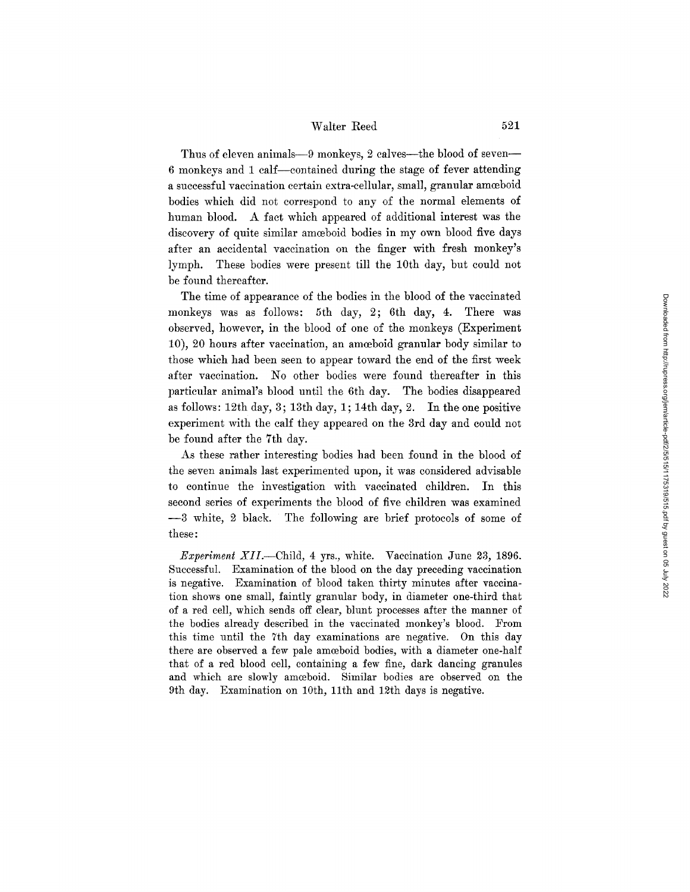Thus of eleven animals—9 monkeys, 2 calves—the blood of seven—6 monkeys and 1 calf—contained during the stage of fever attending a successful vaccination certain extra-cellular, small, granular amœboid bodies which did not correspond to any of the normal elements of human blood. A fact which appeared of additional interest was the discovery of quite similar amœboid bodies in my own blood five days after an accidental vaccination on the finger with fresh monkey's lymph. These bodies were present till the 10th day, but could not be found thereafter.

The time of appearance of the bodies in the blood of the vaccinated monkeys was as follows: 5th day, 2; 6th day, 4. There was observed, however, in the blood of one of the monkeys (Experiment 10), 20 hours after vaccination, an amœboid granular body similar to those which had been seen to appear toward the end of the first week after vaccination. No other bodies were found thereafter in this particular animal's blood until the 6th day. The bodies disappeared as follows: 12th day, 3; 13th day, 1; 14th day, 2. In the one positive experiment with the calf they appeared on the 3rd day and could not be found after the 7th day.

As these rather interesting bodies had been found in the blood of the seven animals last experimented upon, it was considered advisable to continue the investigation with vaccinated children. In this second series of experiments the blood of five children was examined —3 white, 2 black. The following are brief protocols of some of these:

*Experiment XII.*—Child, 4 yrs., white. Vaccination June 23, 1896. Successful. Examination of the blood on the day preceding vaccination is negative. Examination of blood taken thirty minutes after vaccination shows one small, faintly granular body, in diameter one-third that of a red cell, which sends off clear, blunt processes after the manner of the bodies already described in the vaccinated monkey's blood. From this time until the 7th day examinations are negative. On this day there are observed a few pale amœboid bodies, with a diameter one-half that of a red blood cell, containing a few fine, dark dancing granules and which are slowly amœboid. Similar bodies are observed on the 9th day. Examination on 10th, 11th and 12th days is negative.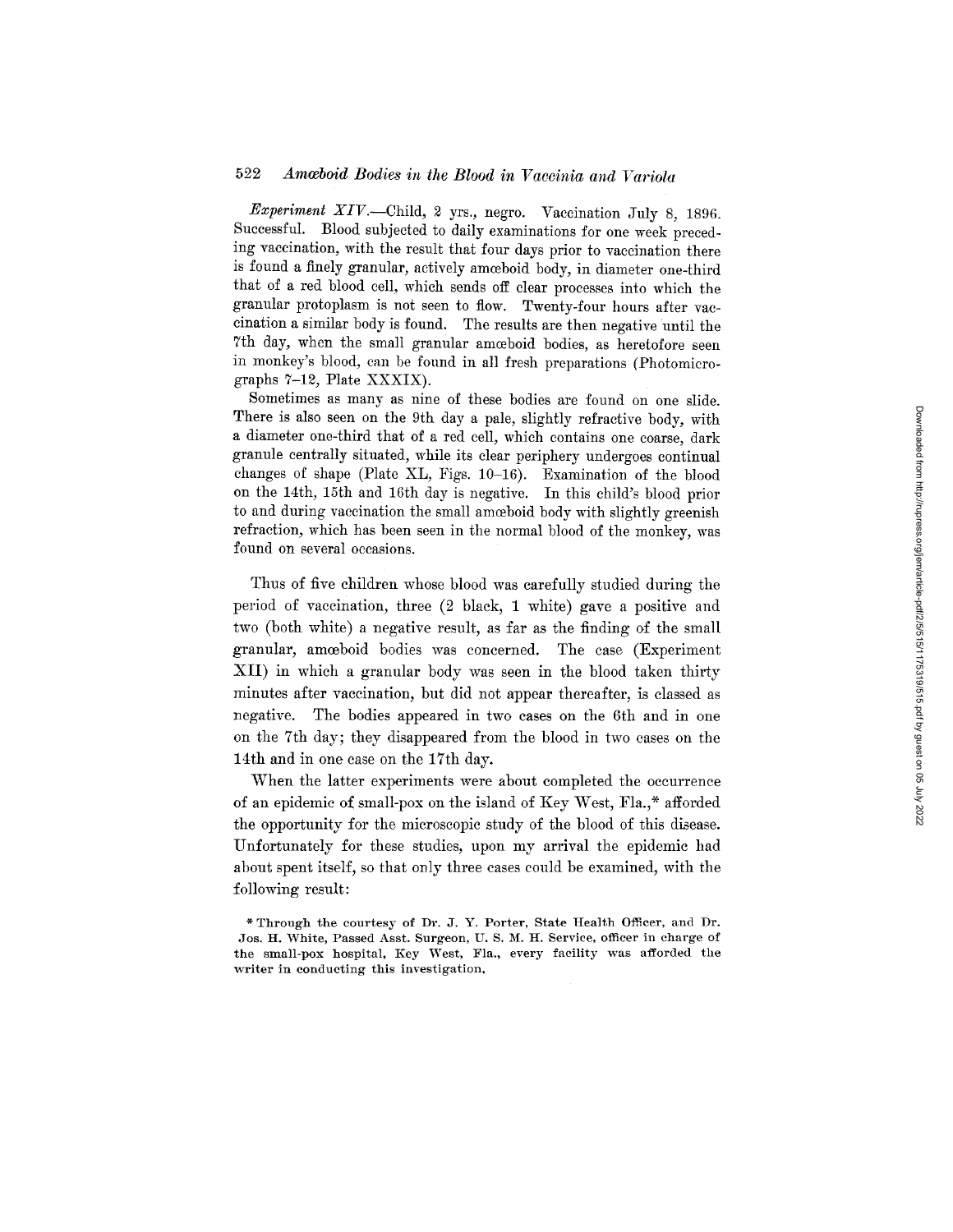*Experiment XIV.*—Child, 2 yrs., negro. Vaccination July 8, 1896. Successful. Blood subjected to daily examinations for one week preceding vaccination, with the result that four days prior to vaccination there is found a finely granular, actively amœboid body, in diameter one-third that of a red blood cell, which sends off clear processes into which the granular protoplasm is not seen to flow. Twenty-four hours after vaccination a similar body is found. The results are then negative until the 7th day, when the small granular amœboid bodies, as heretofore seen in monkey's blood, can be found in all fresh preparations (Photomicrographs 7–12, Plate XXXIX).

Sometimes as many as nine of these bodies are found on one slide. There is also seen on the 9th day a pale, slightly refractive body, with a diameter one-third that of a red cell, which contains one coarse, dark granule centrally situated, while its clear periphery undergoes continual changes of shape (Plate XL, Figs. 10–16). Examination of the blood on the 14th, 15th and 16th day is negative. In this child's blood prior to and during vaccination the small amœboid body with slightly greenish refraction, which has been seen in the normal blood of the monkey, was found on several occasions.

Thus of five children whose blood was carefully studied during the period of vaccination, three (2 black, 1 white) gave a positive and two (both white) a negative result, as far as the finding of the small granular, amœboid bodies was concerned. The case (Experiment XII) in which a granular body was seen in the blood taken thirty minutes after vaccination, but did not appear thereafter, is classed as negative. The bodies appeared in two cases on the 6th and in one on the 7th day; they disappeared from the blood in two cases on the 14th and in one case on the 17th day.

When the latter experiments were about completed the occurrence of an epidemic of small-pox on the island of Key West, Fla.,* afforded the opportunity for the microscopic study of the blood of this disease. Unfortunately for these studies, upon my arrival the epidemic had about spent itself, so that only three cases could be examined, with the following result:

* Through the courtesy of Dr. J. Y. Porter, State Health Officer, and Dr. Jos. H. White, Passed Asst. Surgeon, U. S. M. H. Service, officer in charge of the small-pox hospital, Key West, Fla., every facility was afforded the writer in conducting this investigation.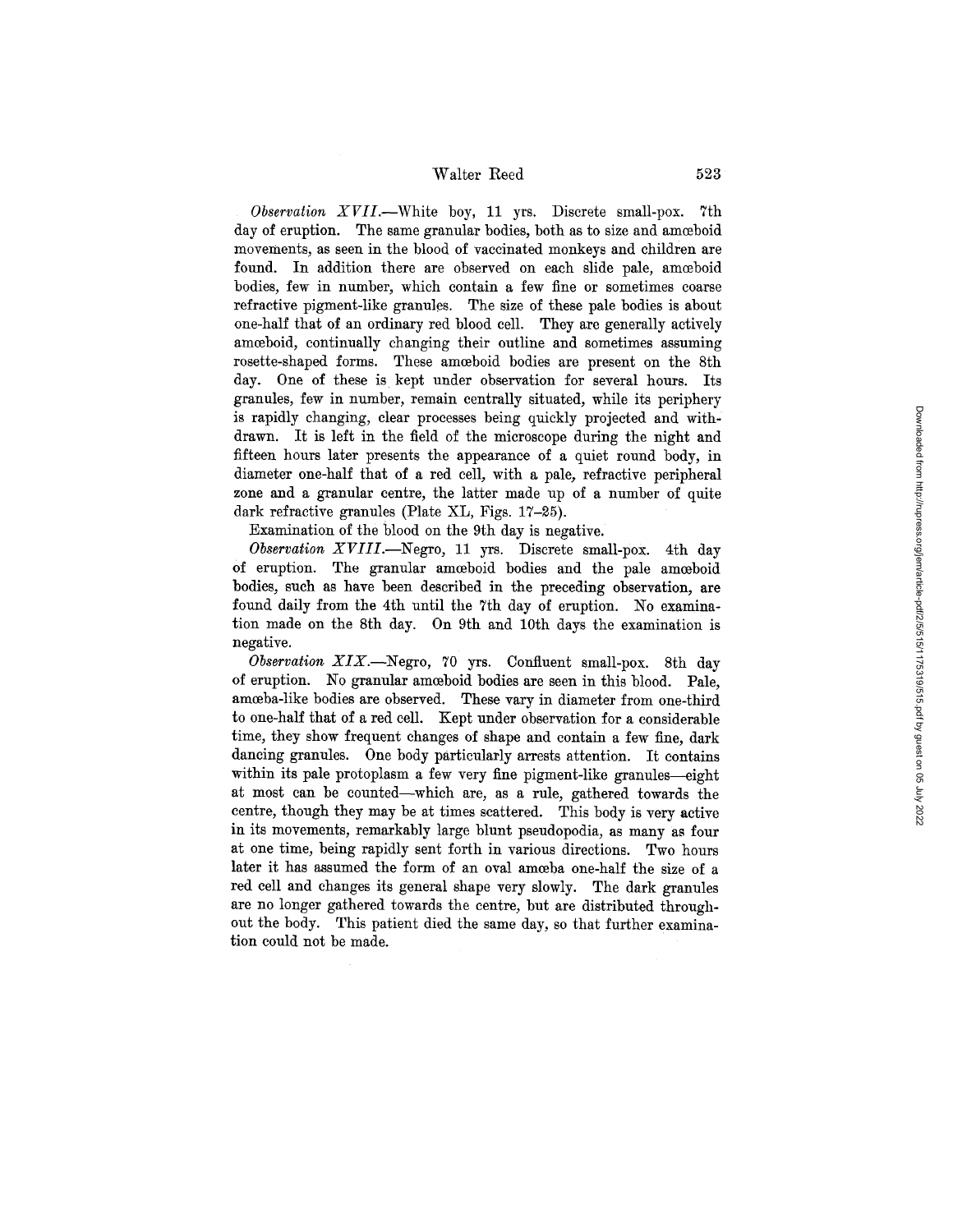*Observation XVII.*—White boy, 11 yrs. Discrete small-pox. 7th day of eruption. The same granular bodies, both as to size and amœboid movements, as seen in the blood of vaccinated monkeys and children are found. In addition there are observed on each slide pale, amœboid bodies, few in number, which contain a few fine or sometimes coarse refractive pigment-like granules. The size of these pale bodies is about one-half that of an ordinary red blood cell. They are generally actively amœboid, continually changing their outline and sometimes assuming rosette-shaped forms. These amœboid bodies are present on the 8th day. One of these is kept under observation for several hours. Its granules, few in number, remain centrally situated, while its periphery is rapidly changing, clear processes being quickly projected and withdrawn. It is left in the field of the microscope during the night and fifteen hours later presents the appearance of a quiet round body, in diameter one-half that of a red cell, with a pale, refractive peripheral zone and a granular centre, the latter made up of a number of quite dark refractive granules (Plate XL, Figs. 17–25).

Examination of the blood on the 9th day is negative.

*Observation XVIII.*—Negro, 11 yrs. Discrete small-pox. 4th day of eruption. The granular amœboid bodies and the pale amœboid bodies, such as have been described in the preceding observation, are found daily from the 4th until the 7th day of eruption. No examination made on the 8th day. On 9th and 10th days the examination is negative.

*Observation XIX.*—Negro, 70 yrs. Confluent small-pox. 8th day of eruption. No granular amœboid bodies are seen in this blood. Pale, amœba-like bodies are observed. These vary in diameter from one-third to one-half that of a red cell. Kept under observation for a considerable time, they show frequent changes of shape and contain a few fine, dark dancing granules. One body particularly arrests attention. It contains within its pale protoplasm a few very fine pigment-like granules—eight at most can be counted—which are, as a rule, gathered towards the centre, though they may be at times scattered. This body is very active in its movements, remarkably large blunt pseudopodia, as many as four at one time, being rapidly sent forth in various directions. Two hours later it has assumed the form of an oval amœba one-half the size of a red cell and changes its general shape very slowly. The dark granules are no longer gathered towards the centre, but are distributed throughout the body. This patient died the same day, so that further examination could not be made.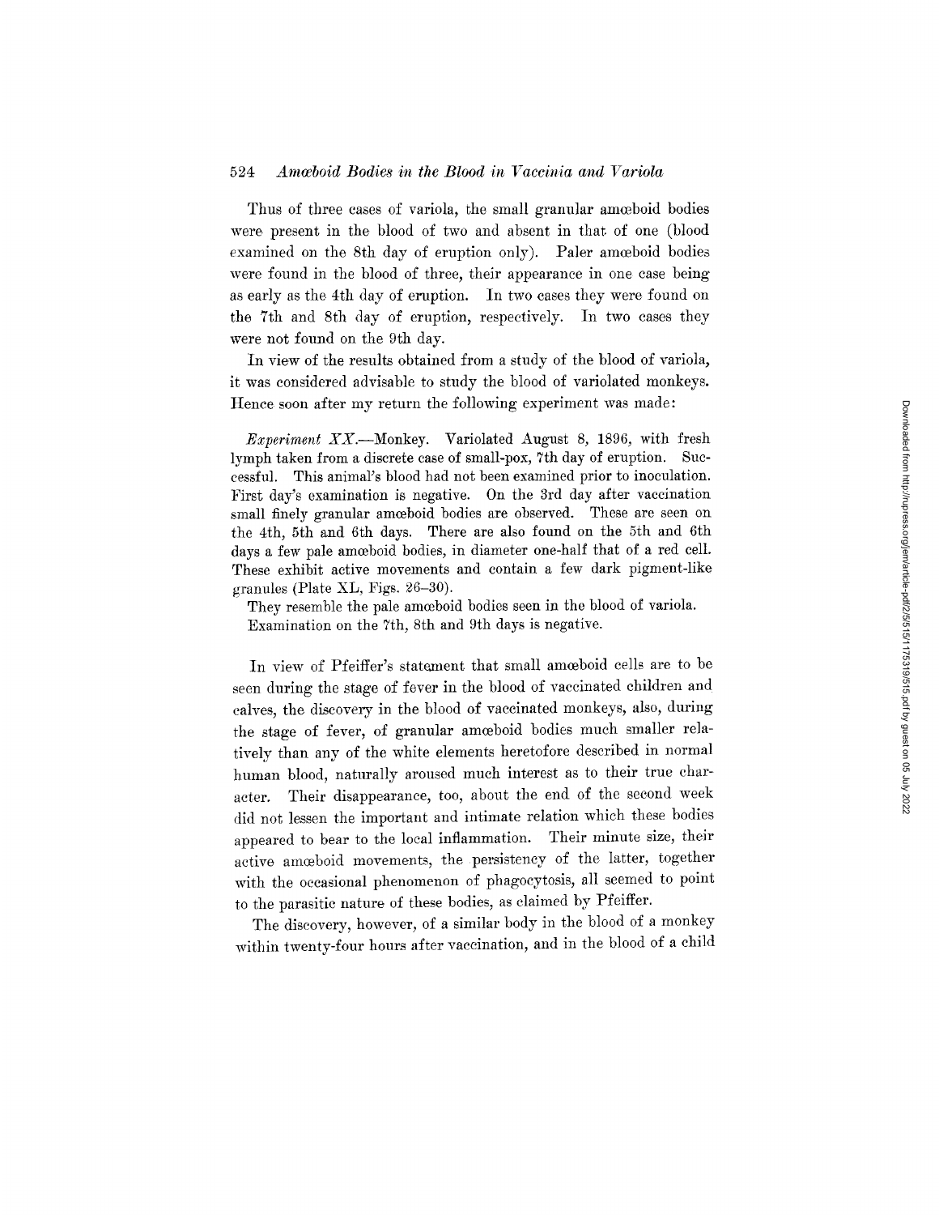Thus of three cases of variola, the small granular amœboid bodies were present in the blood of two and absent in that of one (blood examined on the 8th day of eruption only). Paler amœboid bodies were found in the blood of three, their appearance in one case being as early as the 4th day of eruption. In two cases they were found on the 7th and 8th day of eruption, respectively. In two cases they were not found on the 9th day.

In view of the results obtained from a study of the blood of variola, it was considered advisable to study the blood of variolated monkeys. Hence soon after my return the following experiment was made:

*Experiment XX.*—Monkey. Variolated August 8, 1896, with fresh lymph taken from a discrete case of small-pox, 7th day of eruption. Successful. This animal's blood had not been examined prior to inoculation. First day's examination is negative. On the 3rd day after vaccination small finely granular amœboid bodies are observed. These are seen on the 4th, 5th and 6th days. There are also found on the 5th and 6th days a few pale amœboid bodies, in diameter one-half that of a red cell. These exhibit active movements and contain a few dark pigment-like granules (Plate XL, Figs. 26–30).

They resemble the pale amœboid bodies seen in the blood of variola.

Examination on the 7th, 8th and 9th days is negative.

In view of Pfeiffer's statement that small amœboid cells are to be seen during the stage of fever in the blood of vaccinated children and calves, the discovery in the blood of vaccinated monkeys, also, during the stage of fever, of granular amœboid bodies much smaller relatively than any of the white elements heretofore described in normal human blood, naturally aroused much interest as to their true character. Their disappearance, too, about the end of the second week did not lessen the important and intimate relation which these bodies appeared to bear to the local inflammation. Their minute size, their active amœboid movements, the persistency of the latter, together with the occasional phenomenon of phagocytosis, all seemed to point to the parasitic nature of these bodies, as claimed by Pfeiffer.

The discovery, however, of a similar body in the blood of a monkey within twenty-four hours after vaccination, and in the blood of a child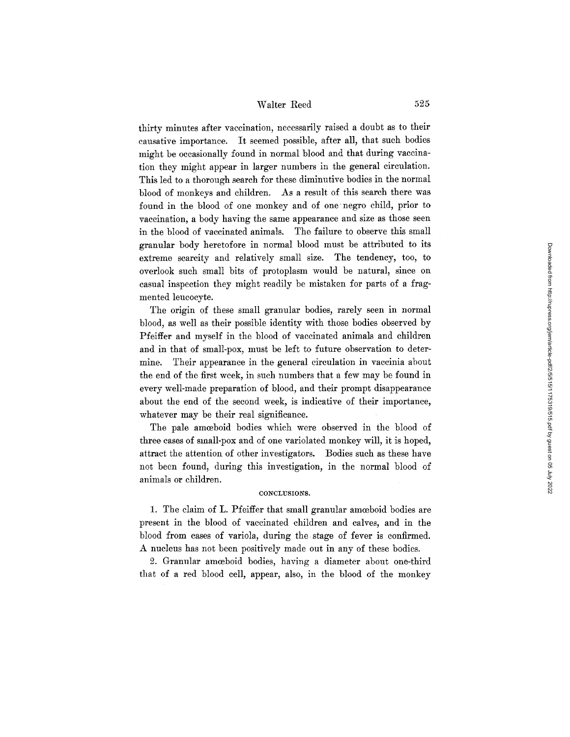thirty minutes after vaccination, necessarily raised a doubt as to their causative importance. It seemed possible, after all, that such bodies might be occasionally found in normal blood and that during vaccination they might appear in larger numbers in the general circulation. This led to a thorough search for these diminutive bodies in the normal blood of monkeys and children. As a result of this search there was found in the blood of one monkey and of one negro child, prior to vaccination, a body having the same appearance and size as those seen in the blood of vaccinated animals. The failure to observe this small granular body heretofore in normal blood must be attributed to its extreme scarcity and relatively small size. The tendency, too, to overlook such small bits of protoplasm would be natural, since on casual inspection they might readily be mistaken for parts of a fragmented leucocyte.

The origin of these small granular bodies, rarely seen in normal blood, as well as their possible identity with those bodies observed by Pfeiffer and myself in the blood of vaccinated animals and children and in that of small-pox, must be left to future observation to determine. Their appearance in the general circulation in vaccinia about the end of the first week, in such numbers that a few may be found in every well-made preparation of blood, and their prompt disappearance about the end of the second week, is indicative of their importance, whatever may be their real significance.

The pale amœboid bodies which were observed in the blood of three cases of small-pox and of one variolated monkey will, it is hoped, attract the attention of other investigators. Bodies such as these have not been found, during this investigation, in the normal blood of animals or children.

## CONCLUSIONS.

1. The claim of L. Pfeiffer that small granular amœboid bodies are present in the blood of vaccinated children and calves, and in the blood from cases of variola, during the stage of fever is confirmed. A nucleus has not been positively made out in any of these bodies.

2. Granular amœboid bodies, having a diameter about one-third that of a red blood cell, appear, also, in the blood of the monkey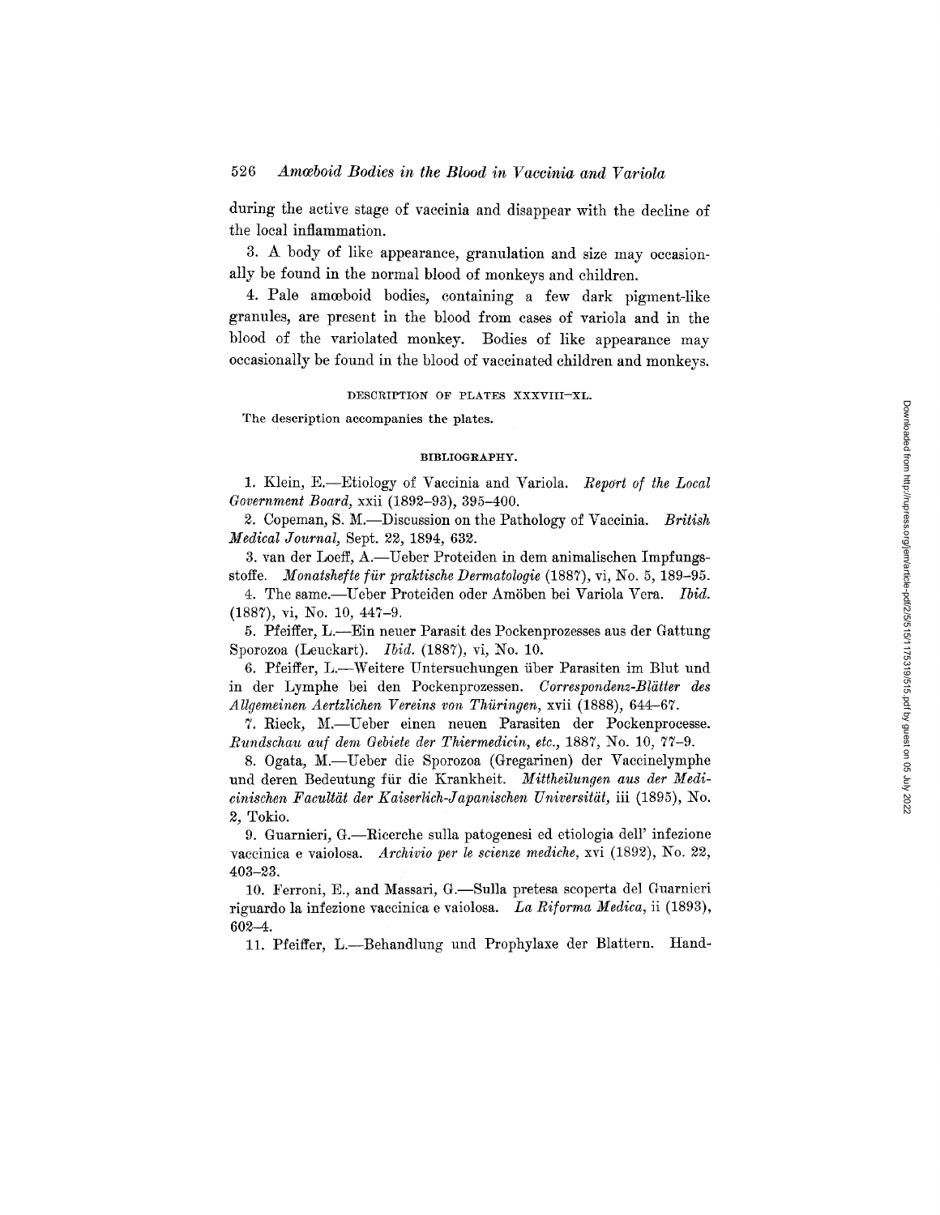during the active stage of vaccinia and disappear with the decline of the local inflammation.

3. A body of like appearance, granulation and size may occasionally be found in the normal blood of monkeys and children.

4. Pale amœboid bodies, containing a few dark pigment-like granules, are present in the blood from cases of variola and in the blood of the variolated monkey. Bodies of like appearance may occasionally be found in the blood of vaccinated children and monkeys.

## DESCRIPTION OF PLATES XXXVIII–XL.

The description accompanies the plates.

## BIBLIOGRAPHY.

1. Klein, E.—Etiology of Vaccinia and Variola. *Report of the Local Government Board*, xxii (1892–93), 395–400.

2. Copeman, S. M.—Discussion on the Pathology of Vaccinia. *British Medical Journal*, Sept. 22, 1894, 632.

3. van der Loeff, A.—Ueber Proteiden in dem animalischen Impfungsstoffe. *Monatshefte für praktische Dermatologie* (1887), vi, No. 5, 189–95.

4. The same.—Ueber Proteiden oder Amöben bei Variola Vera. *Ibid.* (1887), vi, No. 10, 447–9.

5. Pfeiffer, L.—Ein neuer Parasit des Pockenprozesses aus der Gattung Sporozoa (Leuckart). *Ibid.* (1887), vi, No. 10.

6. Pfeiffer, L.—Weitere Untersuchungen über Parasiten im Blut und in der Lymphe bei den Pockenprozessen. *Correspondenz-Blätter des Allgemeinen Aertzlichen Vereins von Thüringen*, xvii (1888), 644–67.

7. Rieck, M.—Ueber einen neuen Parasiten der Pockenprocesse. *Rundschau auf dem Gebiete der Thiermedicin, etc.*, 1887, No. 10, 77–9.

8. Ogata, M.—Ueber die Sporozoa (Gregarinen) der Vaccinelymphe und deren Bedeutung für die Krankheit. *Mittheilungen aus der Medicinischen Facultät der Kaiserlich-Japanischen Universität*, iii (1895), No. 2, Tokio.

9. Guarnieri, G.—Ricerche sulla patogenesi ed etiologia dell' infezione vaccinica e vaiolosa. *Archivio per le scienze mediche*, xvi (1892), No. 22, 403–23.

10. Ferroni, E., and Massari, G.—Sulla pretesa scoperta del Guarnieri riguardo la infezione vaccinica e vaiolosa. *La Riforma Medica*, ii (1893), 602–4.

11. Pfeiffer, L.—Behandlung und Prophylaxe der Blattern. Hand-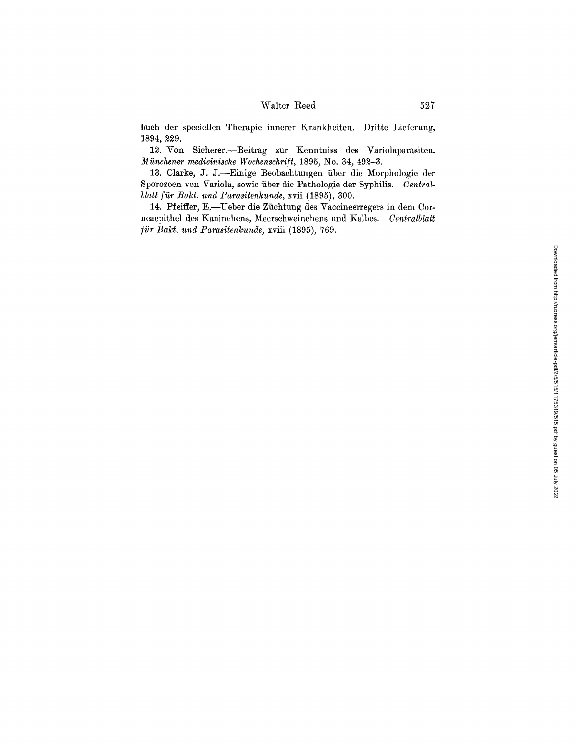buch der speciellen Therapie innerer Krankheiten. Dritte Lieferung, 1894, 229.

12. Von Sicherer.—Beitrag zur Kenntniss des Variolaparasiten. *Münchener medicinische Wochenschrift*, 1895, No. 34, 492–3.

13. Clarke, J. J.—Einige Beobachtungen über die Morphologie der Sporozoen von Variola, sowie über die Pathologie der Syphilis. *Centralblatt für Bakt. und Parasitenkunde*, xvii (1895), 300.

14. Pfeiffer, E.—Ueber die Züchtung des Vaccineerregers in dem Corneaepithel des Kaninchens, Meerschweinchens und Kalbes. *Centralblatt für Bakt. und Parasitenkunde*, xviii (1895), 769.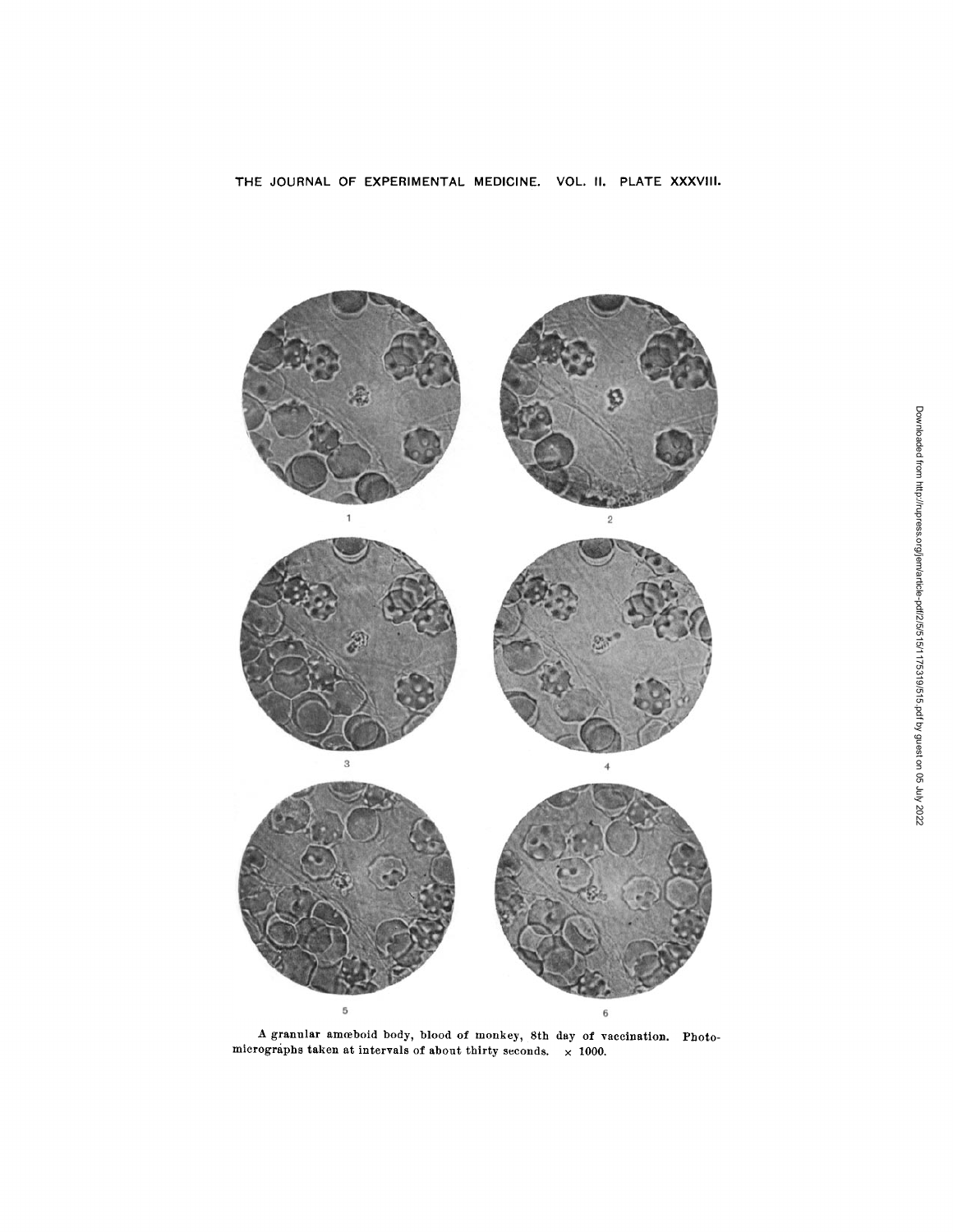THE JOURNAL OF EXPERIMENTAL MEDICINE. VOL. II. PLATE XXXVIII.

1

2

3

4

5

6

A granular amœboid body, blood of monkey, 8th day of vaccination. Photomicrographs taken at intervals of about thirty seconds. × 1000.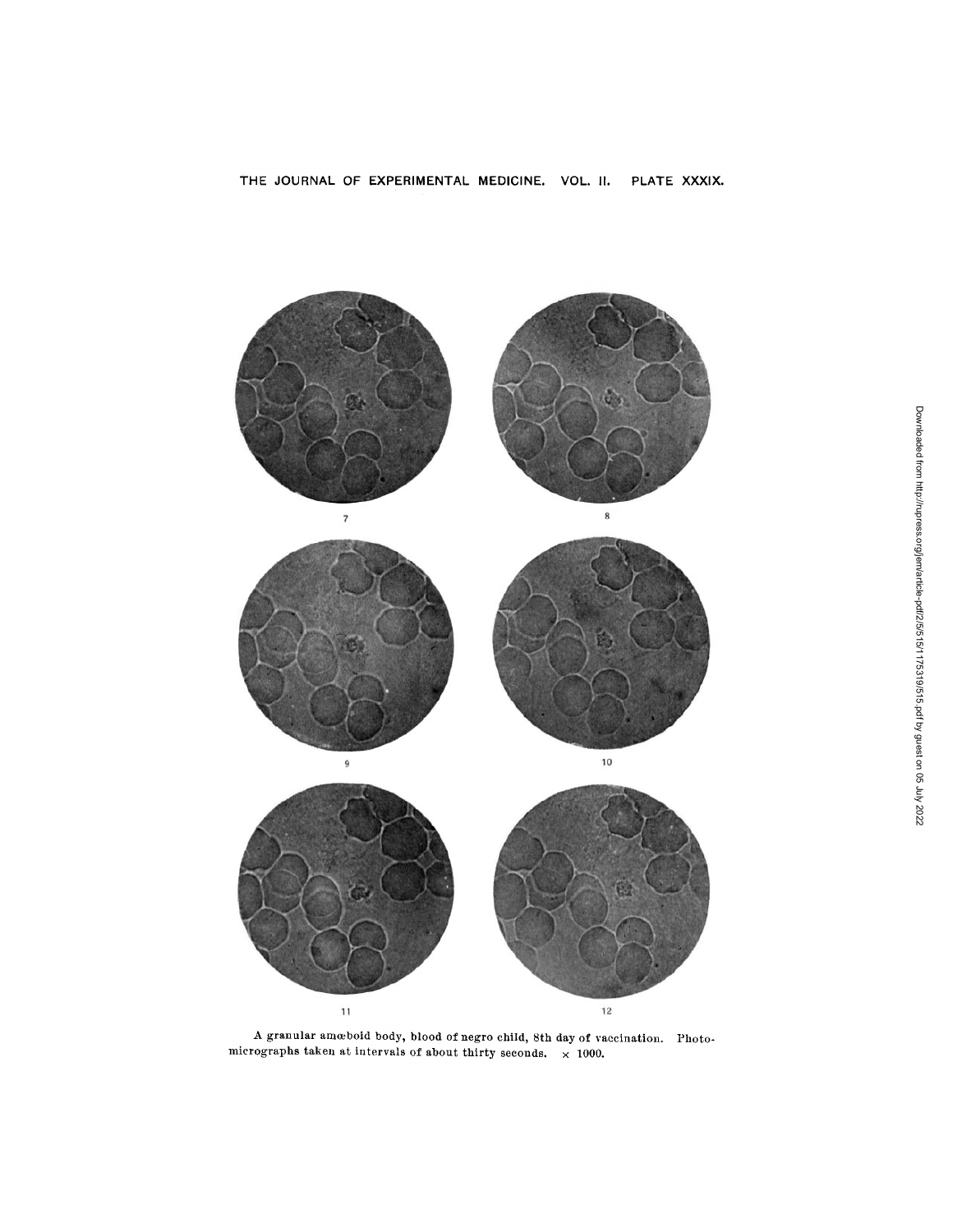THE JOURNAL OF EXPERIMENTAL MEDICINE. VOL. II. PLATE XXXIX.

7

8

9

10

11

12

A granular amœboid body, blood of negro child, 8th day of vaccination. Photomicrographs taken at intervals of about thirty seconds. × 1000.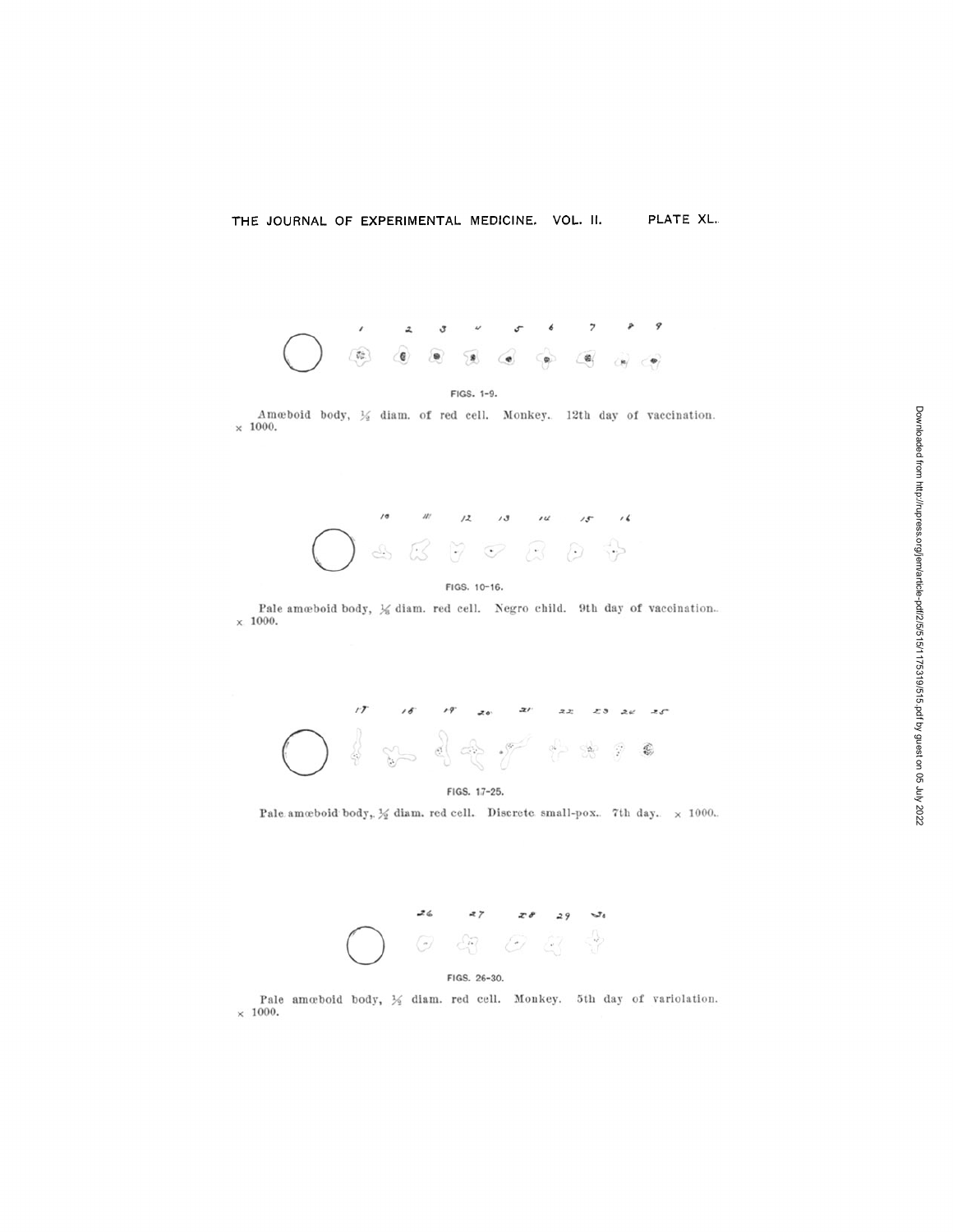PLATE XL.

FIGS. 1–9.

Amœboid body, ½ diam. of red cell. Monkey. 12th day of vaccination. × 1000.

FIGS. 10–16.

Pale amœboid body, ⅙ diam. red cell. Negro child. 9th day of vaccination. × 1000.

FIGS. 17–25.

Pale amœboid body, ½ diam. red cell. Discrete small-pox. 7th day. × 1000.

FIGS. 26–30.

Pale amœboid body, ½ diam. red cell. Monkey. 5th day of variolation. × 1000.